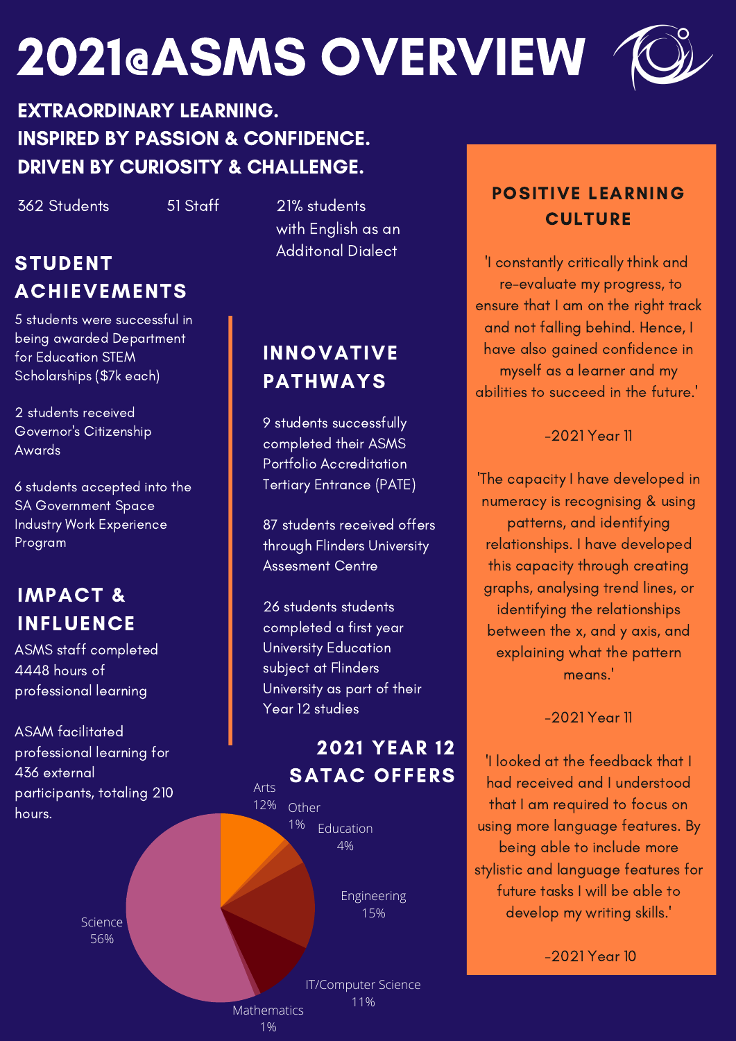# 2021@ASMS OVERVIEW

**EXTRAORDINARY LEARNING.**
**INSPIRED BY PASSION & CONFIDENCE.**
**DRIVEN BY CURIOSITY & CHALLENGE.**

362 Students

51 Staff

21% students with English as an Additonal Dialect

## STUDENT ACHIEVEMENTS

5 students were successful in being awarded Department for Education STEM Scholarships ($7k each)

2 students received Governor's Citizenship Awards

6 students accepted into the SA Government Space Industry Work Experience Program

## IMPACT & INFLUENCE

ASMS staff completed 4448 hours of professional learning

ASAM facilitated professional learning for 436 external participants, totaling 210 hours.

## INNOVATIVE PATHWAYS

9 students successfully completed their ASMS Portfolio Accreditation Tertiary Entrance (PATE)

87 students received offers through Flinders University Assesment Centre

26 students students completed a first year University Education subject at Flinders University as part of their Year 12 studies

## 2021 YEAR 12 SATAC OFFERS

| Field | Percentage |
|---|---|
| Arts | 12% |
| Other | 1% |
| Education | 4% |
| Engineering | 15% |
| IT/Computer Science | 11% |
| Mathematics | 1% |
| Science | 56% |

## POSITIVE LEARNING CULTURE

'I constantly critically think and re-evaluate my progress, to ensure that I am on the right track and not falling behind. Hence, I have also gained confidence in myself as a learner and my abilities to succeed in the future.'

-2021 Year 11

'The capacity I have developed in numeracy is recognising & using patterns, and identifying relationships. I have developed this capacity through creating graphs, analysing trend lines, or identifying the relationships between the x, and y axis, and explaining what the pattern means.'

-2021 Year 11

'I looked at the feedback that I had received and I understood that I am required to focus on using more language features. By being able to include more stylistic and language features for future tasks I will be able to develop my writing skills.'

-2021 Year 10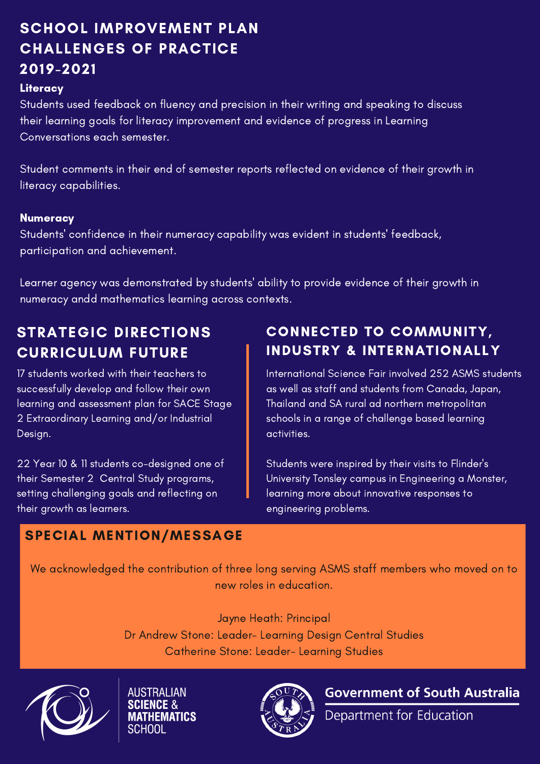# SCHOOL IMPROVEMENT PLAN CHALLENGES OF PRACTICE 2019-2021

**Literacy**

Students used feedback on fluency and precision in their writing and speaking to discuss their learning goals for literacy improvement and evidence of progress in Learning Conversations each semester.

Student comments in their end of semester reports reflected on evidence of their growth in literacy capabilities.

**Numeracy**

Students' confidence in their numeracy capability was evident in students' feedback, participation and achievement.

Learner agency was demonstrated by students' ability to provide evidence of their growth in numeracy andd mathematics learning across contexts.

## STRATEGIC DIRECTIONS CURRICULUM FUTURE

17 students worked with their teachers to successfully develop and follow their own learning and assessment plan for SACE Stage 2 Extraordinary Learning and/or Industrial Design.

22 Year 10 & 11 students co-designed one of their Semester 2 Central Study programs, setting challenging goals and reflecting on their growth as learners.

## CONNECTED TO COMMUNITY, INDUSTRY & INTERNATIONALLY

International Science Fair involved 252 ASMS students as well as staff and students from Canada, Japan, Thailand and SA rural ad northern metropolitan schools in a range of challenge based learning activities.

Students were inspired by their visits to Flinder's University Tonsley campus in Engineering a Monster, learning more about innovative responses to engineering problems.

## SPECIAL MENTION/MESSAGE

We acknowledged the contribution of three long serving ASMS staff members who moved on to new roles in education.

Jayne Heath: Principal
Dr Andrew Stone: Leader- Learning Design Central Studies
Catherine Stone: Leader- Learning Studies

AUSTRALIAN SCIENCE & MATHEMATICS SCHOOL

Government of South Australia
Department for Education